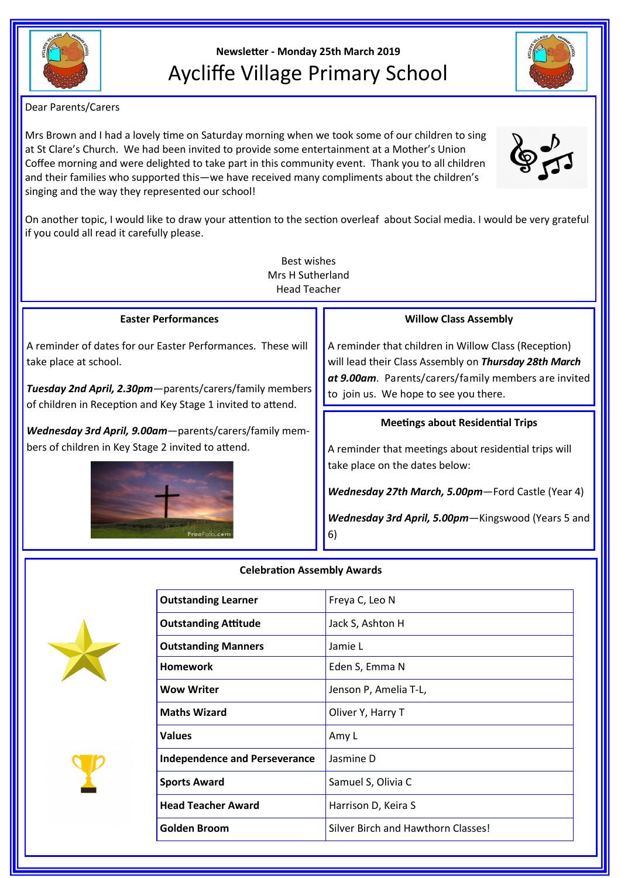Newsletter - Monday 25th March 2019

# Aycliffe Village Primary School

Dear Parents/Carers

Mrs Brown and I had a lovely time on Saturday morning when we took some of our children to sing at St Clare's Church. We had been invited to provide some entertainment at a Mother's Union Coffee morning and were delighted to take part in this community event. Thank you to all children and their families who supported this—we have received many compliments about the children's singing and the way they represented our school!

On another topic, I would like to draw your attention to the section overleaf about Social media. I would be very grateful if you could all read it carefully please.

Best wishes
Mrs H Sutherland
Head Teacher

## Easter Performances

A reminder of dates for our Easter Performances. These will take place at school.

***Tuesday 2nd April, 2.30pm***—parents/carers/family members of children in Reception and Key Stage 1 invited to attend.

***Wednesday 3rd April, 9.00am***—parents/carers/family members of children in Key Stage 2 invited to attend.

## Willow Class Assembly

A reminder that children in Willow Class (Reception) will lead their Class Assembly on ***Thursday 28th March at 9.00am***. Parents/carers/family members are invited to join us. We hope to see you there.

## Meetings about Residential Trips

A reminder that meetings about residential trips will take place on the dates below:

***Wednesday 27th March, 5.00pm***—Ford Castle (Year 4)

***Wednesday 3rd April, 5.00pm***—Kingswood (Years 5 and 6)

## Celebration Assembly Awards

| Award | Recipients |
|---|---|
| **Outstanding Learner** | Freya C, Leo N |
| **Outstanding Attitude** | Jack S, Ashton H |
| **Outstanding Manners** | Jamie L |
| **Homework** | Eden S, Emma N |
| **Wow Writer** | Jenson P, Amelia T-L, |
| **Maths Wizard** | Oliver Y, Harry T |
| **Values** | Amy L |
| **Independence and Perseverance** | Jasmine D |
| **Sports Award** | Samuel S, Olivia C |
| **Head Teacher Award** | Harrison D, Keira S |
| **Golden Broom** | Silver Birch and Hawthorn Classes! |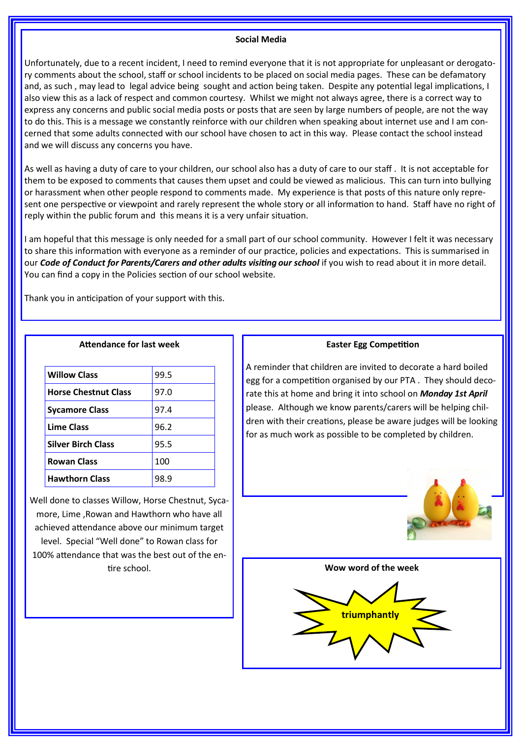## Social Media

Unfortunately, due to a recent incident, I need to remind everyone that it is not appropriate for unpleasant or derogatory comments about the school, staff or school incidents to be placed on social media pages. These can be defamatory and, as such , may lead to legal advice being sought and action being taken. Despite any potential legal implications, I also view this as a lack of respect and common courtesy. Whilst we might not always agree, there is a correct way to express any concerns and public social media posts or posts that are seen by large numbers of people, are not the way to do this. This is a message we constantly reinforce with our children when speaking about internet use and I am concerned that some adults connected with our school have chosen to act in this way. Please contact the school instead and we will discuss any concerns you have.

As well as having a duty of care to your children, our school also has a duty of care to our staff . It is not acceptable for them to be exposed to comments that causes them upset and could be viewed as malicious. This can turn into bullying or harassment when other people respond to comments made. My experience is that posts of this nature only represent one perspective or viewpoint and rarely represent the whole story or all information to hand. Staff have no right of reply within the public forum and this means it is a very unfair situation.

I am hopeful that this message is only needed for a small part of our school community. However I felt it was necessary to share this information with everyone as a reminder of our practice, policies and expectations. This is summarised in our ***Code of Conduct for Parents/Carers and other adults visiting our school*** if you wish to read about it in more detail. You can find a copy in the Policies section of our school website.

Thank you in anticipation of your support with this.

## Attendance for last week

| | |
|---|---|
| **Willow Class** | 99.5 |
| **Horse Chestnut Class** | 97.0 |
| **Sycamore Class** | 97.4 |
| **Lime Class** | 96.2 |
| **Silver Birch Class** | 95.5 |
| **Rowan Class** | 100 |
| **Hawthorn Class** | 98.9 |

Well done to classes Willow, Horse Chestnut, Sycamore, Lime ,Rowan and Hawthorn who have all achieved attendance above our minimum target level. Special "Well done" to Rowan class for 100% attendance that was the best out of the entire school.

## Easter Egg Competition

A reminder that children are invited to decorate a hard boiled egg for a competition organised by our PTA . They should decorate this at home and bring it into school on ***Monday 1st April*** please. Although we know parents/carers will be helping children with their creations, please be aware judges will be looking for as much work as possible to be completed by children.

## Wow word of the week

**triumphantly**